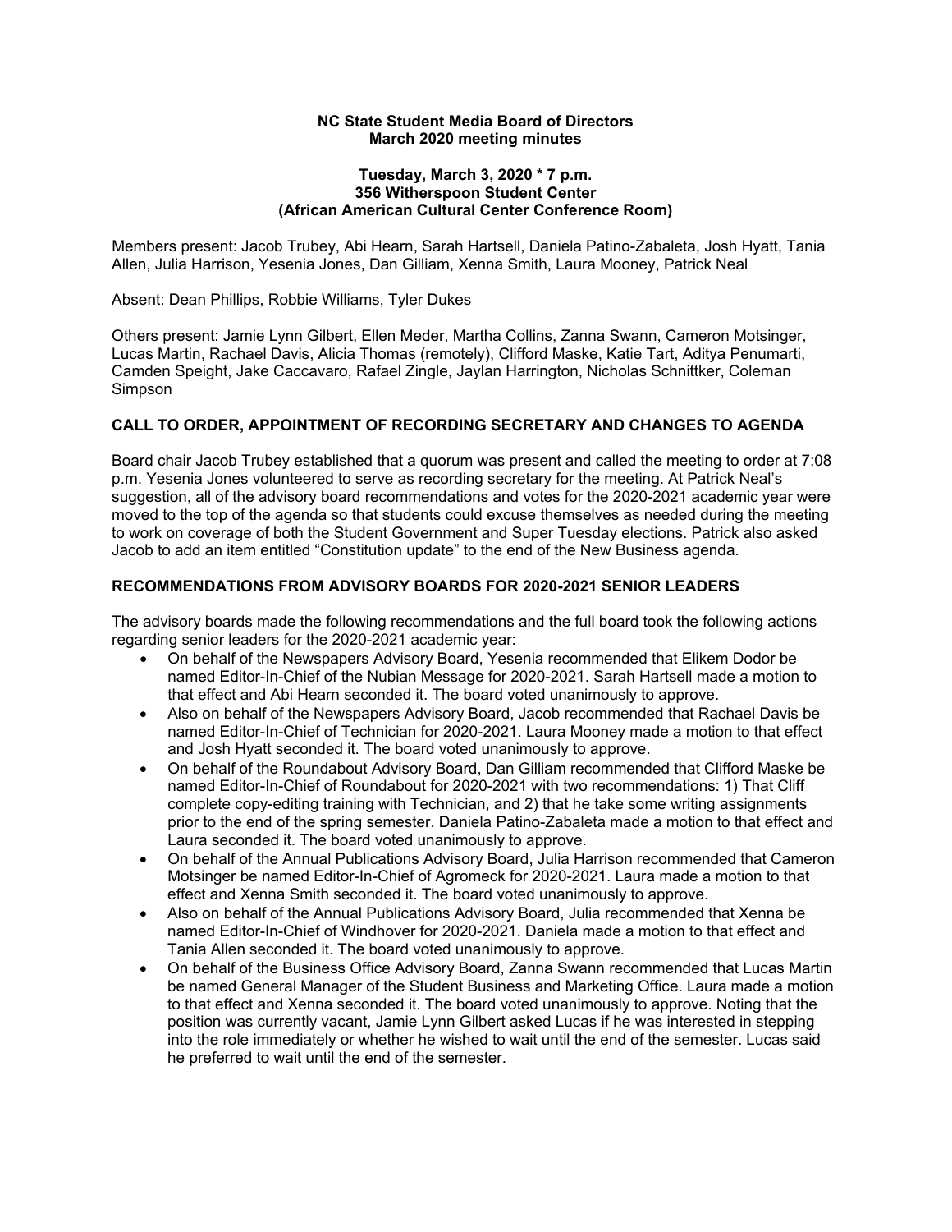**NC State Student Media Board of Directors**
**March 2020 meeting minutes**

**Tuesday, March 3, 2020 * 7 p.m.**
**356 Witherspoon Student Center**
**(African American Cultural Center Conference Room)**

Members present: Jacob Trubey, Abi Hearn, Sarah Hartsell, Daniela Patino-Zabaleta, Josh Hyatt, Tania Allen, Julia Harrison, Yesenia Jones, Dan Gilliam, Xenna Smith, Laura Mooney, Patrick Neal

Absent: Dean Phillips, Robbie Williams, Tyler Dukes

Others present: Jamie Lynn Gilbert, Ellen Meder, Martha Collins, Zanna Swann, Cameron Motsinger, Lucas Martin, Rachael Davis, Alicia Thomas (remotely), Clifford Maske, Katie Tart, Aditya Penumarti, Camden Speight, Jake Caccavaro, Rafael Zingle, Jaylan Harrington, Nicholas Schnittker, Coleman Simpson

## CALL TO ORDER, APPOINTMENT OF RECORDING SECRETARY AND CHANGES TO AGENDA

Board chair Jacob Trubey established that a quorum was present and called the meeting to order at 7:08 p.m. Yesenia Jones volunteered to serve as recording secretary for the meeting. At Patrick Neal's suggestion, all of the advisory board recommendations and votes for the 2020-2021 academic year were moved to the top of the agenda so that students could excuse themselves as needed during the meeting to work on coverage of both the Student Government and Super Tuesday elections. Patrick also asked Jacob to add an item entitled "Constitution update" to the end of the New Business agenda.

## RECOMMENDATIONS FROM ADVISORY BOARDS FOR 2020-2021 SENIOR LEADERS

The advisory boards made the following recommendations and the full board took the following actions regarding senior leaders for the 2020-2021 academic year:

- On behalf of the Newspapers Advisory Board, Yesenia recommended that Elikem Dodor be named Editor-In-Chief of the Nubian Message for 2020-2021. Sarah Hartsell made a motion to that effect and Abi Hearn seconded it. The board voted unanimously to approve.
- Also on behalf of the Newspapers Advisory Board, Jacob recommended that Rachael Davis be named Editor-In-Chief of Technician for 2020-2021. Laura Mooney made a motion to that effect and Josh Hyatt seconded it. The board voted unanimously to approve.
- On behalf of the Roundabout Advisory Board, Dan Gilliam recommended that Clifford Maske be named Editor-In-Chief of Roundabout for 2020-2021 with two recommendations: 1) That Cliff complete copy-editing training with Technician, and 2) that he take some writing assignments prior to the end of the spring semester. Daniela Patino-Zabaleta made a motion to that effect and Laura seconded it. The board voted unanimously to approve.
- On behalf of the Annual Publications Advisory Board, Julia Harrison recommended that Cameron Motsinger be named Editor-In-Chief of Agromeck for 2020-2021. Laura made a motion to that effect and Xenna Smith seconded it. The board voted unanimously to approve.
- Also on behalf of the Annual Publications Advisory Board, Julia recommended that Xenna be named Editor-In-Chief of Windhover for 2020-2021. Daniela made a motion to that effect and Tania Allen seconded it. The board voted unanimously to approve.
- On behalf of the Business Office Advisory Board, Zanna Swann recommended that Lucas Martin be named General Manager of the Student Business and Marketing Office. Laura made a motion to that effect and Xenna seconded it. The board voted unanimously to approve. Noting that the position was currently vacant, Jamie Lynn Gilbert asked Lucas if he was interested in stepping into the role immediately or whether he wished to wait until the end of the semester. Lucas said he preferred to wait until the end of the semester.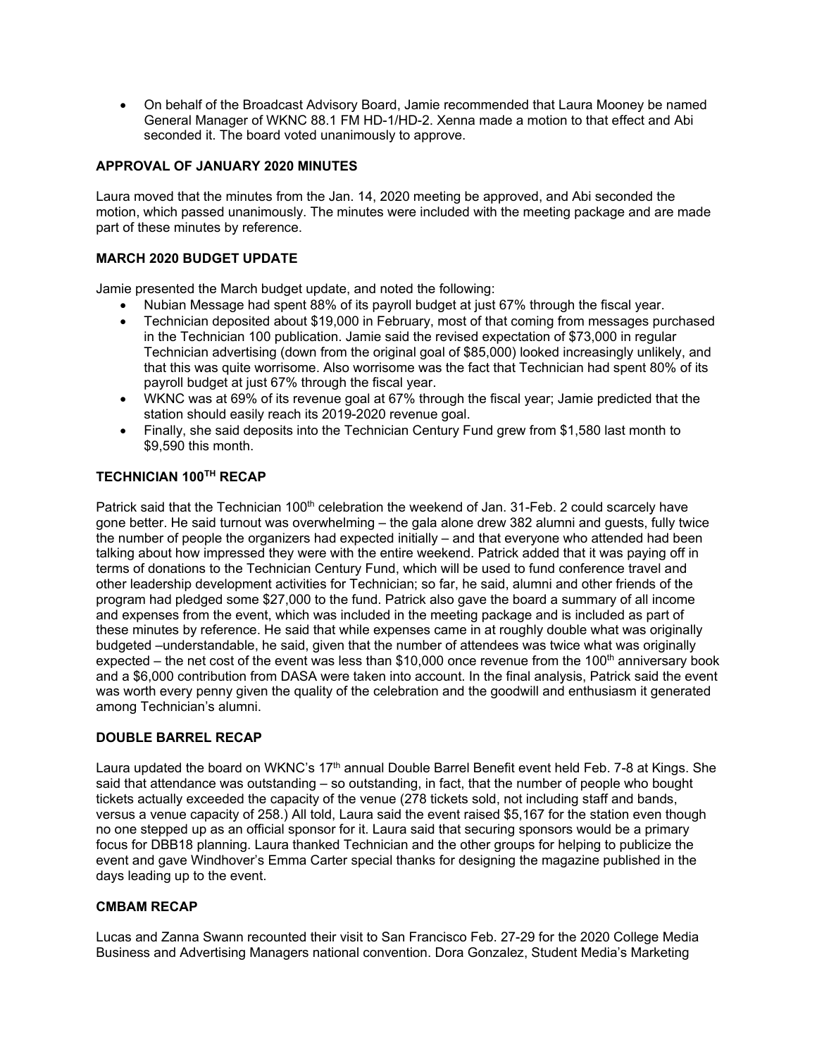- On behalf of the Broadcast Advisory Board, Jamie recommended that Laura Mooney be named General Manager of WKNC 88.1 FM HD-1/HD-2. Xenna made a motion to that effect and Abi seconded it. The board voted unanimously to approve.

**APPROVAL OF JANUARY 2020 MINUTES**

Laura moved that the minutes from the Jan. 14, 2020 meeting be approved, and Abi seconded the motion, which passed unanimously. The minutes were included with the meeting package and are made part of these minutes by reference.

**MARCH 2020 BUDGET UPDATE**

Jamie presented the March budget update, and noted the following:

- Nubian Message had spent 88% of its payroll budget at just 67% through the fiscal year.
- Technician deposited about $19,000 in February, most of that coming from messages purchased in the Technician 100 publication. Jamie said the revised expectation of $73,000 in regular Technician advertising (down from the original goal of $85,000) looked increasingly unlikely, and that this was quite worrisome. Also worrisome was the fact that Technician had spent 80% of its payroll budget at just 67% through the fiscal year.
- WKNC was at 69% of its revenue goal at 67% through the fiscal year; Jamie predicted that the station should easily reach its 2019-2020 revenue goal.
- Finally, she said deposits into the Technician Century Fund grew from $1,580 last month to $9,590 this month.

**TECHNICIAN 100TH RECAP**

Patrick said that the Technician 100th celebration the weekend of Jan. 31-Feb. 2 could scarcely have gone better. He said turnout was overwhelming – the gala alone drew 382 alumni and guests, fully twice the number of people the organizers had expected initially – and that everyone who attended had been talking about how impressed they were with the entire weekend. Patrick added that it was paying off in terms of donations to the Technician Century Fund, which will be used to fund conference travel and other leadership development activities for Technician; so far, he said, alumni and other friends of the program had pledged some $27,000 to the fund. Patrick also gave the board a summary of all income and expenses from the event, which was included in the meeting package and is included as part of these minutes by reference. He said that while expenses came in at roughly double what was originally budgeted –understandable, he said, given that the number of attendees was twice what was originally expected – the net cost of the event was less than $10,000 once revenue from the 100th anniversary book and a $6,000 contribution from DASA were taken into account. In the final analysis, Patrick said the event was worth every penny given the quality of the celebration and the goodwill and enthusiasm it generated among Technician's alumni.

**DOUBLE BARREL RECAP**

Laura updated the board on WKNC's 17th annual Double Barrel Benefit event held Feb. 7-8 at Kings. She said that attendance was outstanding – so outstanding, in fact, that the number of people who bought tickets actually exceeded the capacity of the venue (278 tickets sold, not including staff and bands, versus a venue capacity of 258.) All told, Laura said the event raised $5,167 for the station even though no one stepped up as an official sponsor for it. Laura said that securing sponsors would be a primary focus for DBB18 planning. Laura thanked Technician and the other groups for helping to publicize the event and gave Windhover's Emma Carter special thanks for designing the magazine published in the days leading up to the event.

**CMBAM RECAP**

Lucas and Zanna Swann recounted their visit to San Francisco Feb. 27-29 for the 2020 College Media Business and Advertising Managers national convention. Dora Gonzalez, Student Media's Marketing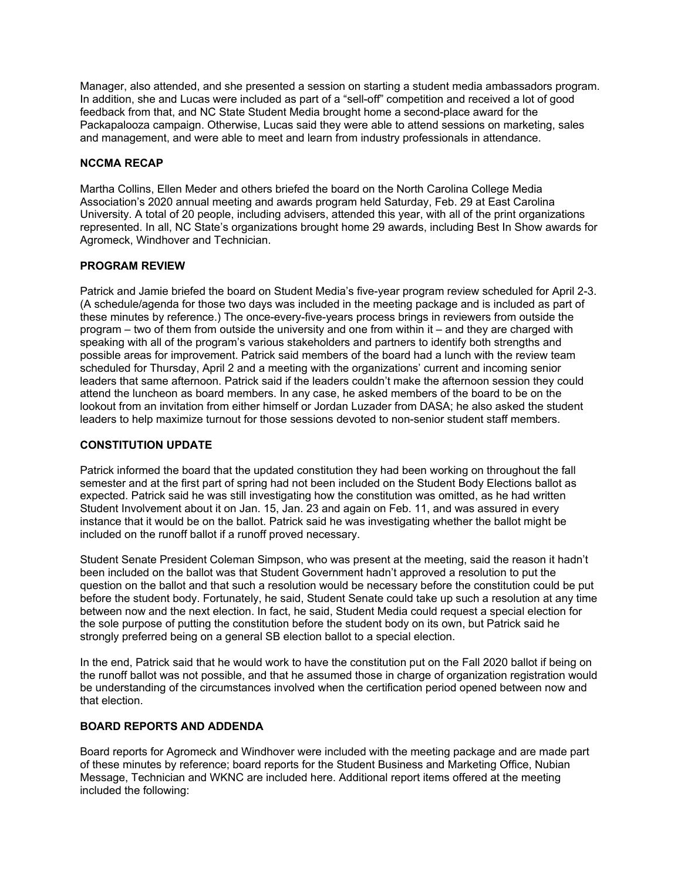Manager, also attended, and she presented a session on starting a student media ambassadors program. In addition, she and Lucas were included as part of a "sell-off" competition and received a lot of good feedback from that, and NC State Student Media brought home a second-place award for the Packapalooza campaign. Otherwise, Lucas said they were able to attend sessions on marketing, sales and management, and were able to meet and learn from industry professionals in attendance.

**NCCMA RECAP**

Martha Collins, Ellen Meder and others briefed the board on the North Carolina College Media Association's 2020 annual meeting and awards program held Saturday, Feb. 29 at East Carolina University. A total of 20 people, including advisers, attended this year, with all of the print organizations represented. In all, NC State's organizations brought home 29 awards, including Best In Show awards for Agromeck, Windhover and Technician.

**PROGRAM REVIEW**

Patrick and Jamie briefed the board on Student Media's five-year program review scheduled for April 2-3. (A schedule/agenda for those two days was included in the meeting package and is included as part of these minutes by reference.) The once-every-five-years process brings in reviewers from outside the program – two of them from outside the university and one from within it – and they are charged with speaking with all of the program's various stakeholders and partners to identify both strengths and possible areas for improvement. Patrick said members of the board had a lunch with the review team scheduled for Thursday, April 2 and a meeting with the organizations' current and incoming senior leaders that same afternoon. Patrick said if the leaders couldn't make the afternoon session they could attend the luncheon as board members. In any case, he asked members of the board to be on the lookout from an invitation from either himself or Jordan Luzader from DASA; he also asked the student leaders to help maximize turnout for those sessions devoted to non-senior student staff members.

**CONSTITUTION UPDATE**

Patrick informed the board that the updated constitution they had been working on throughout the fall semester and at the first part of spring had not been included on the Student Body Elections ballot as expected. Patrick said he was still investigating how the constitution was omitted, as he had written Student Involvement about it on Jan. 15, Jan. 23 and again on Feb. 11, and was assured in every instance that it would be on the ballot. Patrick said he was investigating whether the ballot might be included on the runoff ballot if a runoff proved necessary.

Student Senate President Coleman Simpson, who was present at the meeting, said the reason it hadn't been included on the ballot was that Student Government hadn't approved a resolution to put the question on the ballot and that such a resolution would be necessary before the constitution could be put before the student body. Fortunately, he said, Student Senate could take up such a resolution at any time between now and the next election. In fact, he said, Student Media could request a special election for the sole purpose of putting the constitution before the student body on its own, but Patrick said he strongly preferred being on a general SB election ballot to a special election.

In the end, Patrick said that he would work to have the constitution put on the Fall 2020 ballot if being on the runoff ballot was not possible, and that he assumed those in charge of organization registration would be understanding of the circumstances involved when the certification period opened between now and that election.

**BOARD REPORTS AND ADDENDA**

Board reports for Agromeck and Windhover were included with the meeting package and are made part of these minutes by reference; board reports for the Student Business and Marketing Office, Nubian Message, Technician and WKNC are included here. Additional report items offered at the meeting included the following: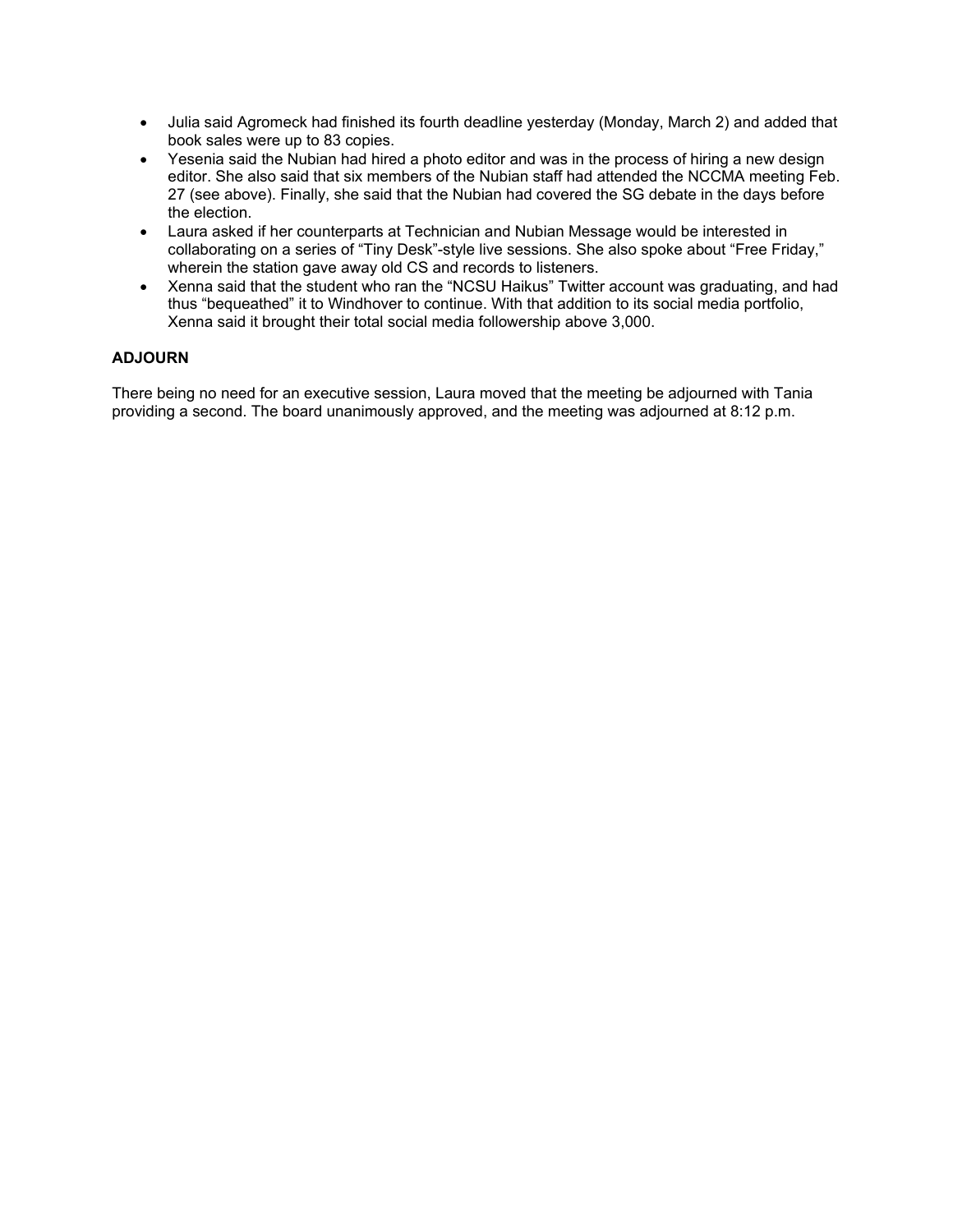- Julia said Agromeck had finished its fourth deadline yesterday (Monday, March 2) and added that book sales were up to 83 copies.
- Yesenia said the Nubian had hired a photo editor and was in the process of hiring a new design editor. She also said that six members of the Nubian staff had attended the NCCMA meeting Feb. 27 (see above). Finally, she said that the Nubian had covered the SG debate in the days before the election.
- Laura asked if her counterparts at Technician and Nubian Message would be interested in collaborating on a series of "Tiny Desk"-style live sessions. She also spoke about "Free Friday," wherein the station gave away old CS and records to listeners.
- Xenna said that the student who ran the "NCSU Haikus" Twitter account was graduating, and had thus "bequeathed" it to Windhover to continue. With that addition to its social media portfolio, Xenna said it brought their total social media followership above 3,000.

**ADJOURN**

There being no need for an executive session, Laura moved that the meeting be adjourned with Tania providing a second. The board unanimously approved, and the meeting was adjourned at 8:12 p.m.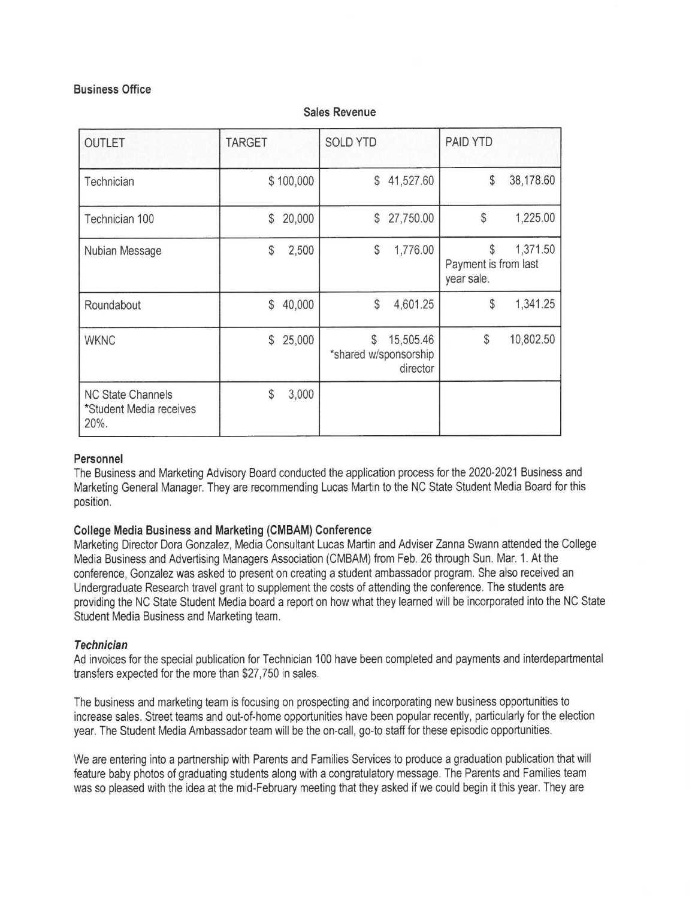**Business Office**

**Sales Revenue**

| OUTLET | TARGET | SOLD YTD | PAID YTD |
|---|---|---|---|
| Technician | $ 100,000 | $ 41,527.60 | $ 38,178.60 |
| Technician 100 | $ 20,000 | $ 27,750.00 | $ 1,225.00 |
| Nubian Message | $ 2,500 | $ 1,776.00 | $ 1,371.50 Payment is from last year sale. |
| Roundabout | $ 40,000 | $ 4,601.25 | $ 1,341.25 |
| WKNC | $ 25,000 | $ 15,505.46 *shared w/sponsorship director | $ 10,802.50 |
| NC State Channels *Student Media receives 20%. | $ 3,000 | | |

### Personnel

The Business and Marketing Advisory Board conducted the application process for the 2020-2021 Business and Marketing General Manager. They are recommending Lucas Martin to the NC State Student Media Board for this position.

### College Media Business and Marketing (CMBAM) Conference

Marketing Director Dora Gonzalez, Media Consultant Lucas Martin and Adviser Zanna Swann attended the College Media Business and Advertising Managers Association (CMBAM) from Feb. 26 through Sun. Mar. 1. At the conference, Gonzalez was asked to present on creating a student ambassador program. She also received an Undergraduate Research travel grant to supplement the costs of attending the conference. The students are providing the NC State Student Media board a report on how what they learned will be incorporated into the NC State Student Media Business and Marketing team.

### *Technician*

Ad invoices for the special publication for Technician 100 have been completed and payments and interdepartmental transfers expected for the more than $27,750 in sales.

The business and marketing team is focusing on prospecting and incorporating new business opportunities to increase sales. Street teams and out-of-home opportunities have been popular recently, particularly for the election year. The Student Media Ambassador team will be the on-call, go-to staff for these episodic opportunities.

We are entering into a partnership with Parents and Families Services to produce a graduation publication that will feature baby photos of graduating students along with a congratulatory message. The Parents and Families team was so pleased with the idea at the mid-February meeting that they asked if we could begin it this year. They are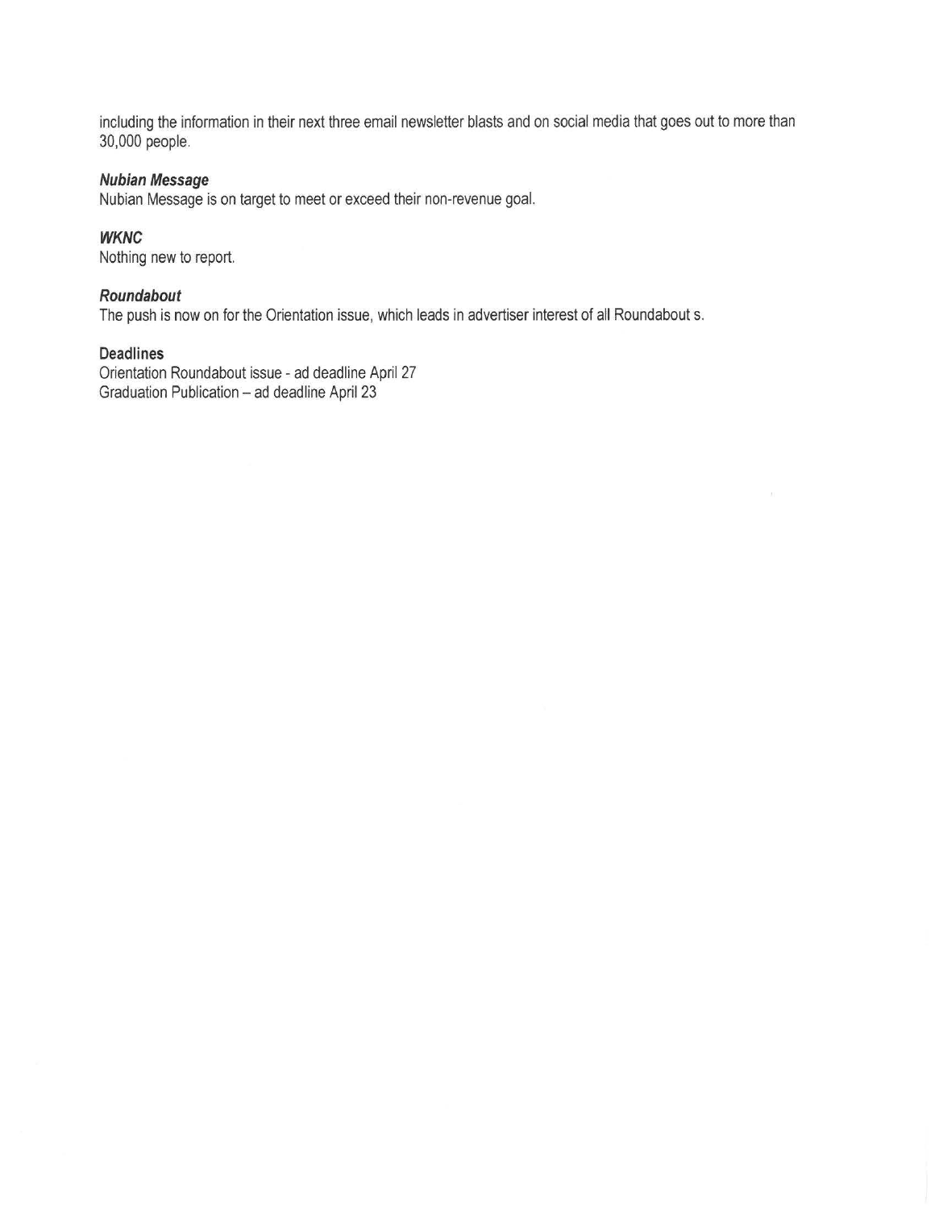including the information in their next three email newsletter blasts and on social media that goes out to more than 30,000 people.

***Nubian Message***

Nubian Message is on target to meet or exceed their non-revenue goal.

***WKNC***

Nothing new to report.

***Roundabout***

The push is now on for the Orientation issue, which leads in advertiser interest of all Roundabout s.

**Deadlines**

Orientation Roundabout issue - ad deadline April 27
Graduation Publication – ad deadline April 23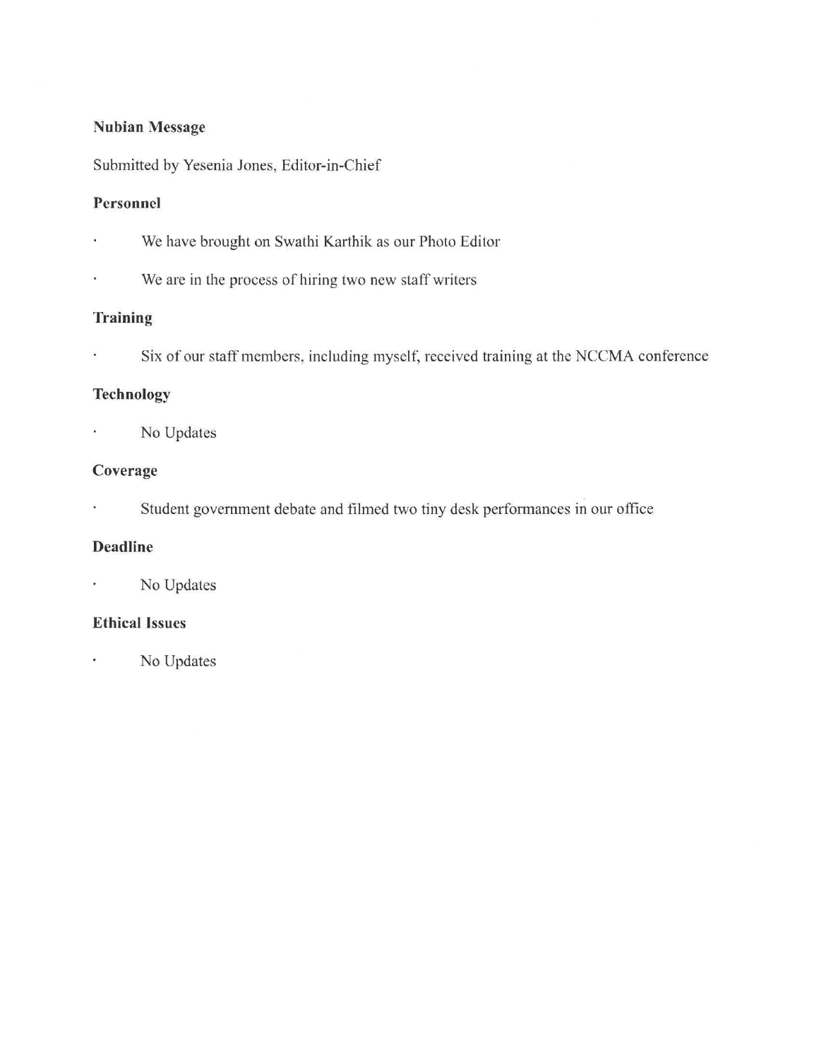**Nubian Message**

Submitted by Yesenia Jones, Editor-in-Chief

**Personnel**

- We have brought on Swathi Karthik as our Photo Editor
- We are in the process of hiring two new staff writers

**Training**

- Six of our staff members, including myself, received training at the NCCMA conference

**Technology**

- No Updates

**Coverage**

- Student government debate and filmed two tiny desk performances in our office

**Deadline**

- No Updates

**Ethical Issues**

- No Updates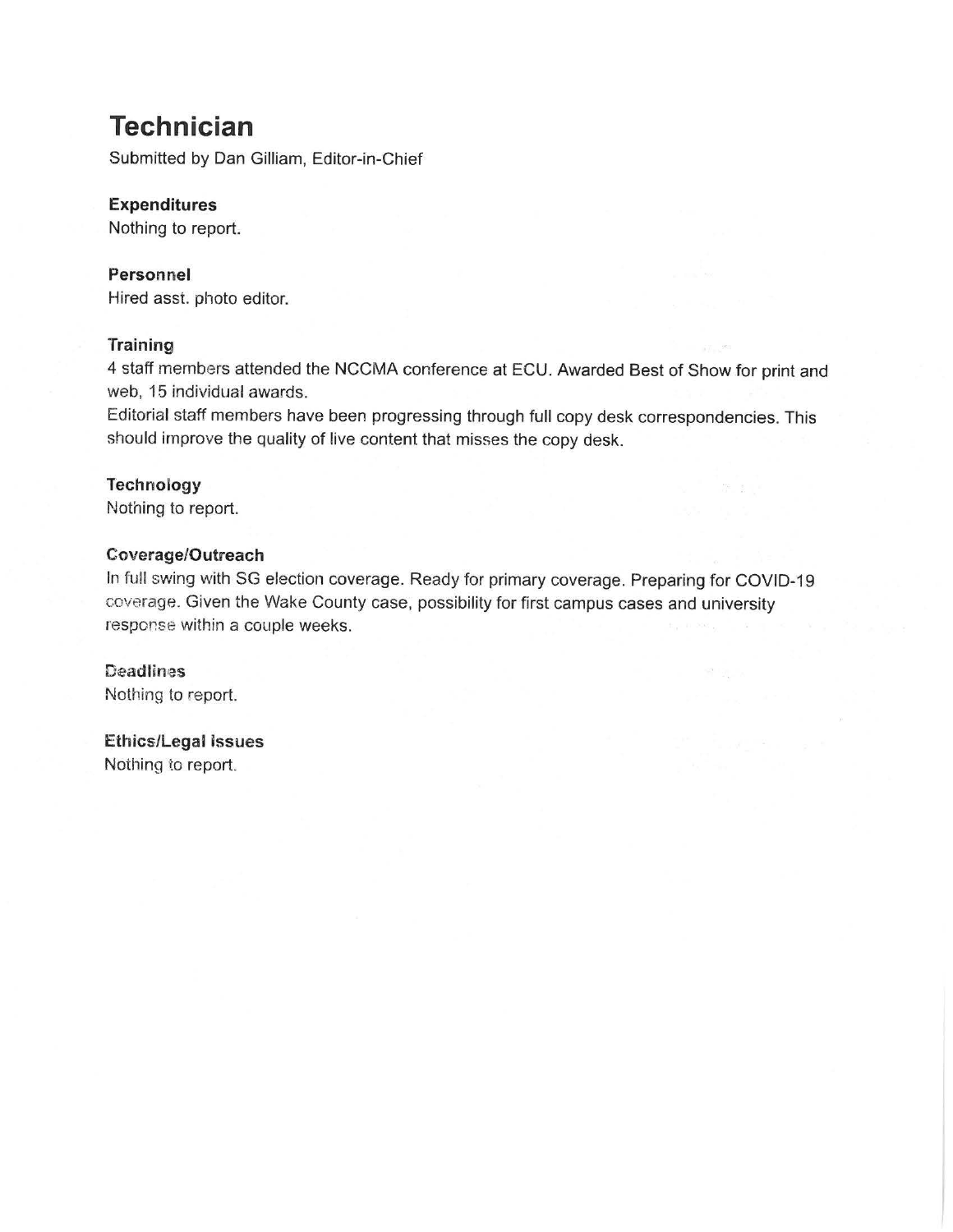# Technician

Submitted by Dan Gilliam, Editor-in-Chief

### Expenditures

Nothing to report.

### Personnel

Hired asst. photo editor.

### Training

4 staff members attended the NCCMA conference at ECU. Awarded Best of Show for print and web, 15 individual awards.

Editorial staff members have been progressing through full copy desk correspondencies. This should improve the quality of live content that misses the copy desk.

### Technology

Nothing to report.

### Coverage/Outreach

In full swing with SG election coverage. Ready for primary coverage. Preparing for COVID-19 coverage. Given the Wake County case, possibility for first campus cases and university response within a couple weeks.

### Deadlines

Nothing to report.

### Ethics/Legal Issues

Nothing to report.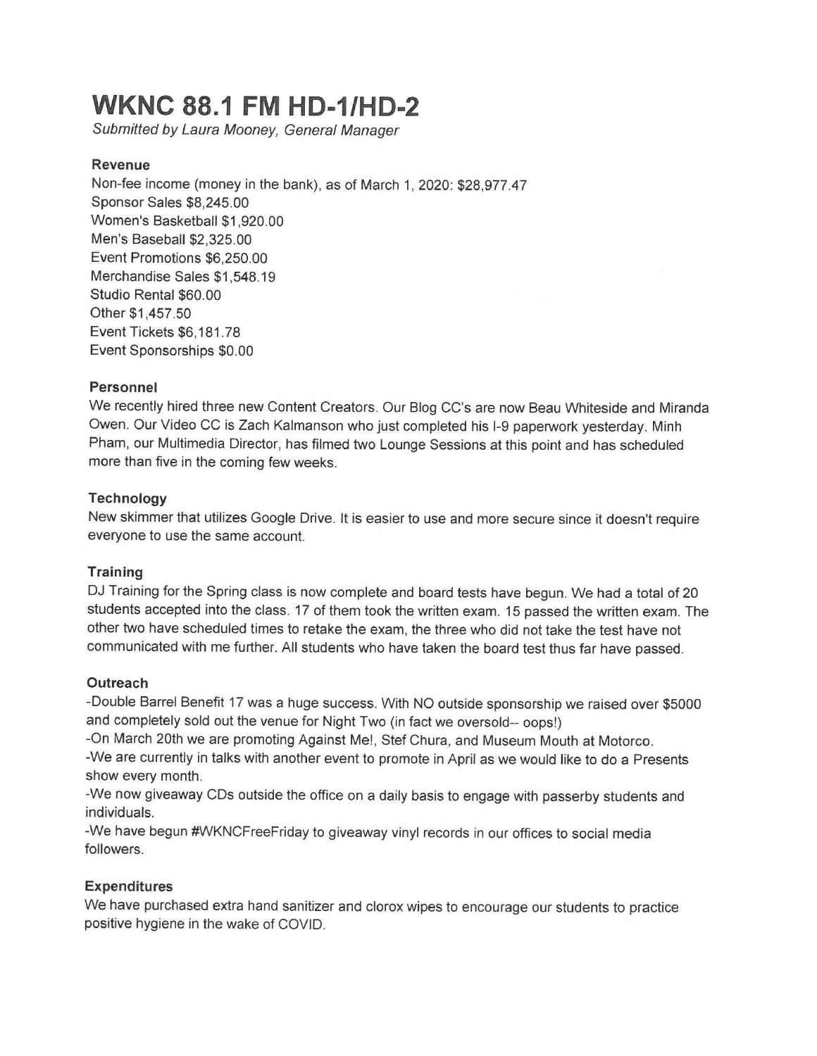# WKNC 88.1 FM HD-1/HD-2

*Submitted by Laura Mooney, General Manager*

### Revenue

Non-fee income (money in the bank), as of March 1, 2020: $28,977.47
Sponsor Sales $8,245.00
Women's Basketball $1,920.00
Men's Baseball $2,325.00
Event Promotions $6,250.00
Merchandise Sales $1,548.19
Studio Rental $60.00
Other $1,457.50
Event Tickets $6,181.78
Event Sponsorships $0.00

### Personnel

We recently hired three new Content Creators. Our Blog CC's are now Beau Whiteside and Miranda Owen. Our Video CC is Zach Kalmanson who just completed his I-9 paperwork yesterday. Minh Pham, our Multimedia Director, has filmed two Lounge Sessions at this point and has scheduled more than five in the coming few weeks.

### Technology

New skimmer that utilizes Google Drive. It is easier to use and more secure since it doesn't require everyone to use the same account.

### Training

DJ Training for the Spring class is now complete and board tests have begun. We had a total of 20 students accepted into the class. 17 of them took the written exam. 15 passed the written exam. The other two have scheduled times to retake the exam, the three who did not take the test have not communicated with me further. All students who have taken the board test thus far have passed.

### Outreach

-Double Barrel Benefit 17 was a huge success. With NO outside sponsorship we raised over $5000 and completely sold out the venue for Night Two (in fact we oversold-- oops!)
-On March 20th we are promoting Against Me!, Stef Chura, and Museum Mouth at Motorco.
-We are currently in talks with another event to promote in April as we would like to do a Presents show every month.
-We now giveaway CDs outside the office on a daily basis to engage with passerby students and individuals.
-We have begun #WKNCFreeFriday to giveaway vinyl records in our offices to social media followers.

### Expenditures

We have purchased extra hand sanitizer and clorox wipes to encourage our students to practice positive hygiene in the wake of COVID.